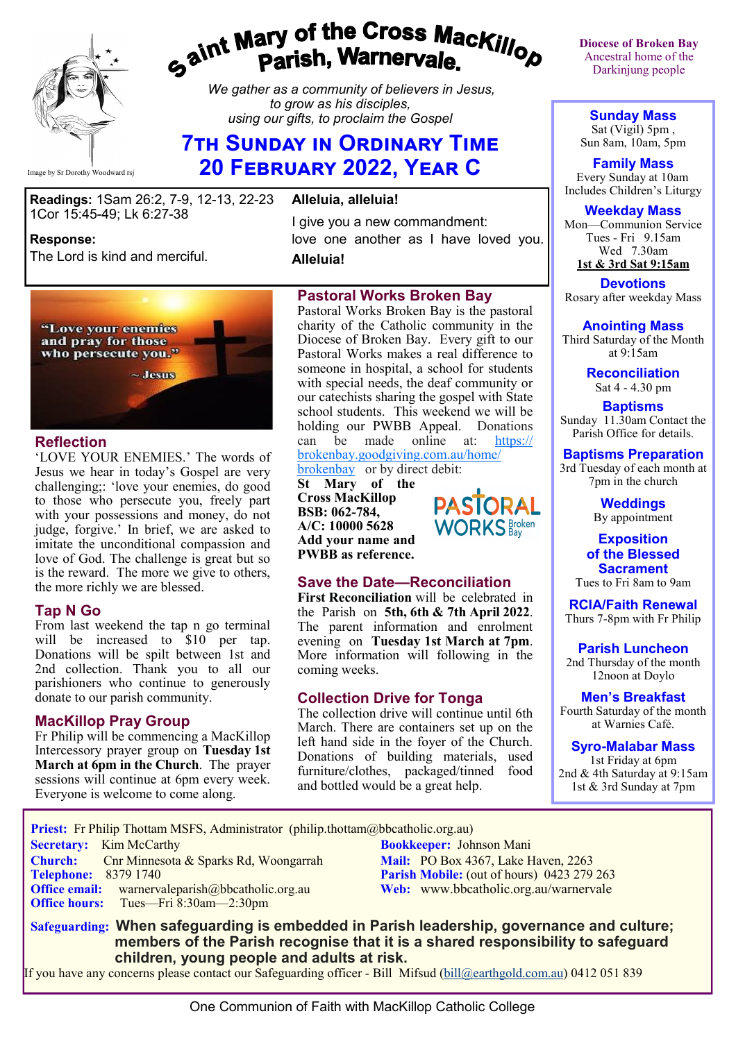# Saint Mary of the Cross MacKillop Parish, Warnervale.

*We gather as a community of believers in Jesus, to grow as his disciples, using our gifts, to proclaim the Gospel*

Image by Sr Dorothy Woodward rsj

## 7th Sunday in Ordinary Time
## 20 February 2022, Year C

**Diocese of Broken Bay**
Ancestral home of the Darkinjung people

**Readings:** 1Sam 26:2, 7-9, 12-13, 22-23 1Cor 15:45-49; Lk 6:27-38

**Response:**
The Lord is kind and merciful.

**Alleluia, alleluia!**
I give you a new commandment: love one another as I have loved you.
**Alleluia!**

"Love your enemies and pray for those who persecute you." ~ Jesus

### Reflection
'LOVE YOUR ENEMIES.' The words of Jesus we hear in today's Gospel are very challenging;: 'love your enemies, do good to those who persecute you, freely part with your possessions and money, do not judge, forgive.' In brief, we are asked to imitate the unconditional compassion and love of God. The challenge is great but so is the reward. The more we give to others, the more richly we are blessed.

### Tap N Go
From last weekend the tap n go terminal will be increased to $10 per tap. Donations will be spilt between 1st and 2nd collection. Thank you to all our parishioners who continue to generously donate to our parish community.

### MacKillop Pray Group
Fr Philip will be commencing a MacKillop Intercessory prayer group on **Tuesday 1st March at 6pm in the Church**. The prayer sessions will continue at 6pm every week. Everyone is welcome to come along.

### Pastoral Works Broken Bay
Pastoral Works Broken Bay is the pastoral charity of the Catholic community in the Diocese of Broken Bay. Every gift to our Pastoral Works makes a real difference to someone in hospital, a school for students with special needs, the deaf community or our catechists sharing the gospel with State school students. This weekend we will be holding our PWBB Appeal. Donations can be made online at: https://brokenbay.goodgiving.com.au/home/brokenbay or by direct debit:
**St Mary of the Cross MacKillop**
**BSB: 062-784,**
**A/C: 10000 5628**
**Add your name and PWBB as reference.**

### Save the Date—Reconciliation
**First Reconciliation** will be celebrated in the Parish on **5th, 6th & 7th April 2022**. The parent information and enrolment evening on **Tuesday 1st March at 7pm**. More information will following in the coming weeks.

### Collection Drive for Tonga
The collection drive will continue until 6th March. There are containers set up on the left hand side in the foyer of the Church. Donations of building materials, used furniture/clothes, packaged/tinned food and bottled would be a great help.

**Sunday Mass**
Sat (Vigil) 5pm ,
Sun 8am, 10am, 5pm

**Family Mass**
Every Sunday at 10am
Includes Children's Liturgy

**Weekday Mass**
Mon—Communion Service
Tues - Fri 9.15am
Wed 7.30am
**1st & 3rd Sat 9:15am**

**Devotions**
Rosary after weekday Mass

**Anointing Mass**
Third Saturday of the Month at 9:15am

**Reconciliation**
Sat 4 - 4.30 pm

**Baptisms**
Sunday 11.30am Contact the Parish Office for details.

**Baptisms Preparation**
3rd Tuesday of each month at 7pm in the church

**Weddings**
By appointment

**Exposition of the Blessed Sacrament**
Tues to Fri 8am to 9am

**RCIA/Faith Renewal**
Thurs 7-8pm with Fr Philip

**Parish Luncheon**
2nd Thursday of the month 12noon at Doylo

**Men's Breakfast**
Fourth Saturday of the month at Warnies Café.

**Syro-Malabar Mass**
1st Friday at 6pm
2nd & 4th Saturday at 9:15am
1st & 3rd Sunday at 7pm

**Priest:** Fr Philip Thottam MSFS, Administrator (philip.thottam@bbcatholic.org.au)
**Secretary:** Kim McCarthy
**Church:** Cnr Minnesota & Sparks Rd, Woongarrah
**Telephone:** 8379 1740
**Office email:** warnervaleparish@bbcatholic.org.au
**Office hours:** Tues—Fri 8:30am—2:30pm
**Bookkeeper:** Johnson Mani
**Mail:** PO Box 4367, Lake Haven, 2263
**Parish Mobile:** (out of hours) 0423 279 263
**Web:** www.bbcatholic.org.au/warnervale

**Safeguarding:** **When safeguarding is embedded in Parish leadership, governance and culture; members of the Parish recognise that it is a shared responsibility to safeguard children, young people and adults at risk.**
If you have any concerns please contact our Safeguarding officer - Bill Mifsud (bill@earthgold.com.au) 0412 051 839

One Communion of Faith with MacKillop Catholic College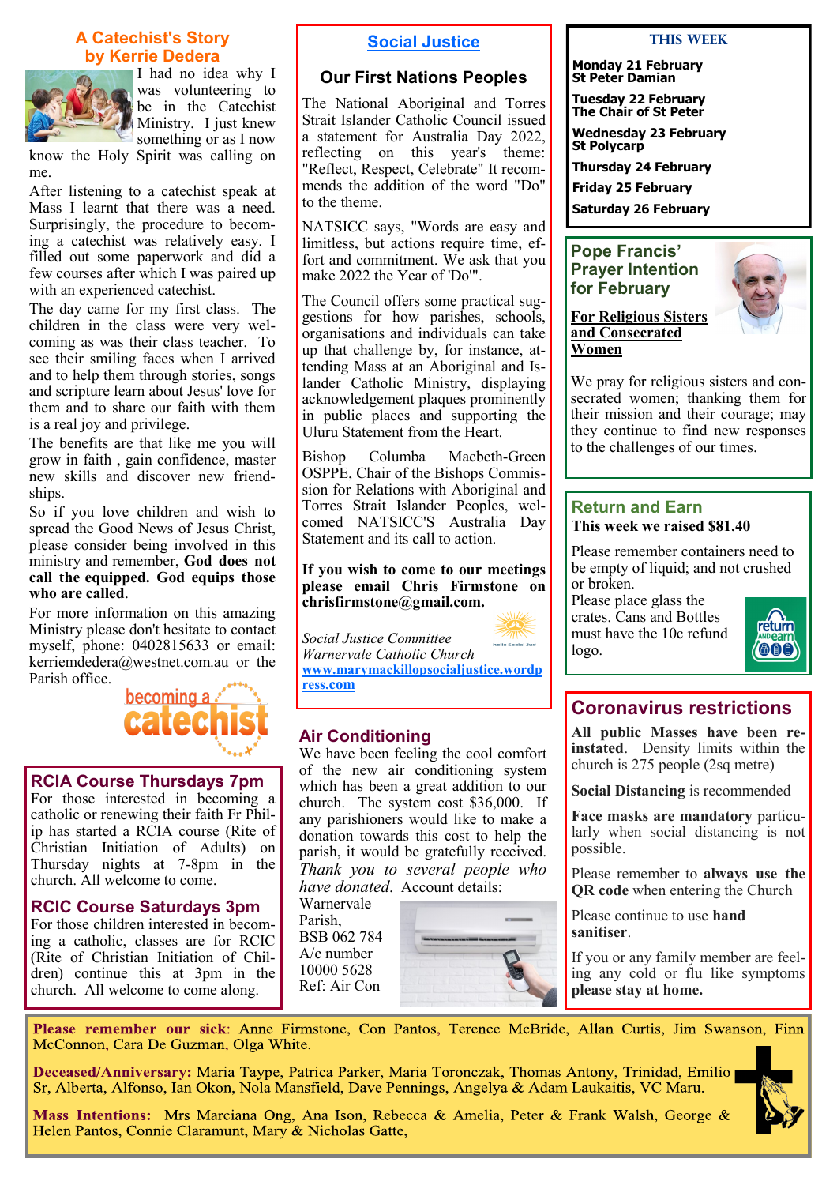## A Catechist's Story by Kerrie Dedera

I had no idea why I was volunteering to be in the Catechist Ministry. I just knew something or as I now know the Holy Spirit was calling on me.

After listening to a catechist speak at Mass I learnt that there was a need. Surprisingly, the procedure to becoming a catechist was relatively easy. I filled out some paperwork and did a few courses after which I was paired up with an experienced catechist.

The day came for my first class. The children in the class were very welcoming as was their class teacher. To see their smiling faces when I arrived and to help them through stories, songs and scripture learn about Jesus' love for them and to share our faith with them is a real joy and privilege.

The benefits are that like me you will grow in faith , gain confidence, master new skills and discover new friendships.

So if you love children and wish to spread the Good News of Jesus Christ, please consider being involved in this ministry and remember, **God does not call the equipped. God equips those who are called**.

For more information on this amazing Ministry please don't hesitate to contact myself, phone: 0402815633 or email: kerriemdedera@westnet.com.au or the Parish office.

becoming a catechist

## RCIA Course Thursdays 7pm

For those interested in becoming a catholic or renewing their faith Fr Philip has started a RCIA course (Rite of Christian Initiation of Adults) on Thursday nights at 7-8pm in the church. All welcome to come.

## RCIC Course Saturdays 3pm

For those children interested in becoming a catholic, classes are for RCIC (Rite of Christian Initiation of Children) continue this at 3pm in the church. All welcome to come along.

## Social Justice

### Our First Nations Peoples

The National Aboriginal and Torres Strait Islander Catholic Council issued a statement for Australia Day 2022, reflecting on this year's theme: "Reflect, Respect, Celebrate" It recommends the addition of the word "Do" to the theme.

NATSICC says, "Words are easy and limitless, but actions require time, effort and commitment. We ask that you make 2022 the Year of 'Do'".

The Council offers some practical suggestions for how parishes, schools, organisations and individuals can take up that challenge by, for instance, attending Mass at an Aboriginal and Islander Catholic Ministry, displaying acknowledgement plaques prominently in public places and supporting the Uluru Statement from the Heart.

Bishop Columba Macbeth-Green OSPPE, Chair of the Bishops Commission for Relations with Aboriginal and Torres Strait Islander Peoples, welcomed NATSICC'S Australia Day Statement and its call to action.

**If you wish to come to our meetings please email Chris Firmstone on chrisfirmstone@gmail.com.**

*Social Justice Committee*
*Warnervale Catholic Church*
www.marymackillopsocialjustice.wordpress.com

## Air Conditioning

We have been feeling the cool comfort of the new air conditioning system which has been a great addition to our church. The system cost $36,000. If any parishioners would like to make a donation towards this cost to help the parish, it would be gratefully received. *Thank you to several people who have donated.* Account details:

Warnervale Parish,
BSB 062 784
A/c number 10000 5628
Ref: Air Con

## THIS WEEK

**Monday 21 February**
**St Peter Damian**

**Tuesday 22 February**
**The Chair of St Peter**

**Wednesday 23 February**
**St Polycarp**

**Thursday 24 February**

**Friday 25 February**

**Saturday 26 February**

## Pope Francis' Prayer Intention for February

**For Religious Sisters and Consecrated Women**

We pray for religious sisters and consecrated women; thanking them for their mission and their courage; may they continue to find new responses to the challenges of our times.

## Return and Earn

**This week we raised $81.40**

Please remember containers need to be empty of liquid; and not crushed or broken.

Please place glass the crates. Cans and Bottles must have the 10c refund logo.

## Coronavirus restrictions

**All public Masses have been reinstated**. Density limits within the church is 275 people (2sq metre)

**Social Distancing** is recommended

**Face masks are mandatory** particularly when social distancing is not possible.

Please remember to **always use the QR code** when entering the Church

Please continue to use **hand sanitiser**.

If you or any family member are feeling any cold or flu like symptoms **please stay at home.**

**Please remember our sick**: Anne Firmstone, Con Pantos, Terence McBride, Allan Curtis, Jim Swanson, Finn McConnon, Cara De Guzman, Olga White.

**Deceased/Anniversary:** Maria Tayppe, Patrica Parker, Maria Toronczak, Thomas Antony, Trinidad, Emilio Sr, Alberta, Alfonso, Ian Okon, Nola Mansfield, Dave Pennings, Angelya & Adam Laukaitis, VC Maru.

**Mass Intentions:** Mrs Marciana Ong, Ana Ison, Rebecca & Amelia, Peter & Frank Walsh, George & Helen Pantos, Connie Claramunt, Mary & Nicholas Gatte,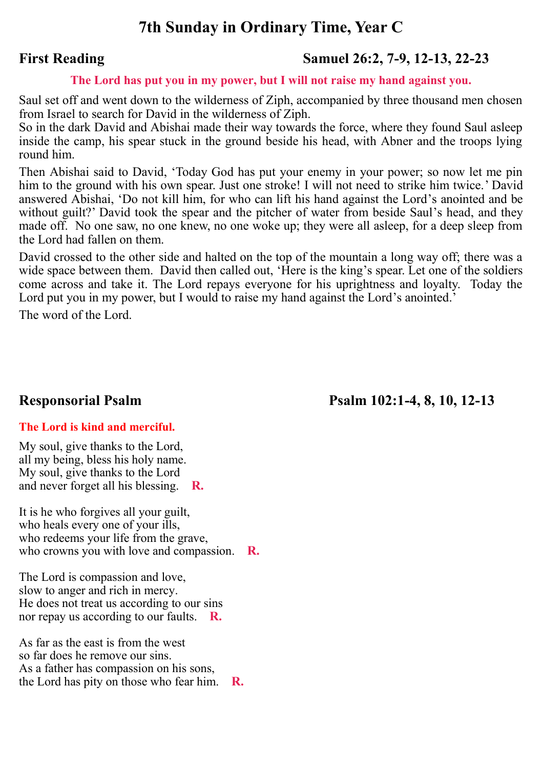# 7th Sunday in Ordinary Time, Year C

## First Reading Samuel 26:2, 7-9, 12-13, 22-23

**The Lord has put you in my power, but I will not raise my hand against you.**

Saul set off and went down to the wilderness of Ziph, accompanied by three thousand men chosen from Israel to search for David in the wilderness of Ziph.
So in the dark David and Abishai made their way towards the force, where they found Saul asleep inside the camp, his spear stuck in the ground beside his head, with Abner and the troops lying round him.

Then Abishai said to David, 'Today God has put your enemy in your power; so now let me pin him to the ground with his own spear. Just one stroke! I will not need to strike him twice.' David answered Abishai, 'Do not kill him, for who can lift his hand against the Lord's anointed and be without guilt?' David took the spear and the pitcher of water from beside Saul's head, and they made off. No one saw, no one knew, no one woke up; they were all asleep, for a deep sleep from the Lord had fallen on them.

David crossed to the other side and halted on the top of the mountain a long way off; there was a wide space between them. David then called out, 'Here is the king's spear. Let one of the soldiers come across and take it. The Lord repays everyone for his uprightness and loyalty. Today the Lord put you in my power, but I would to raise my hand against the Lord's anointed.'

The word of the Lord.

## Responsorial Psalm Psalm 102:1-4, 8, 10, 12-13

**The Lord is kind and merciful.**

My soul, give thanks to the Lord,
all my being, bless his holy name.
My soul, give thanks to the Lord
and never forget all his blessing. **R.**

It is he who forgives all your guilt,
who heals every one of your ills,
who redeems your life from the grave,
who crowns you with love and compassion. **R.**

The Lord is compassion and love,
slow to anger and rich in mercy.
He does not treat us according to our sins
nor repay us according to our faults. **R.**

As far as the east is from the west
so far does he remove our sins.
As a father has compassion on his sons,
the Lord has pity on those who fear him. **R.**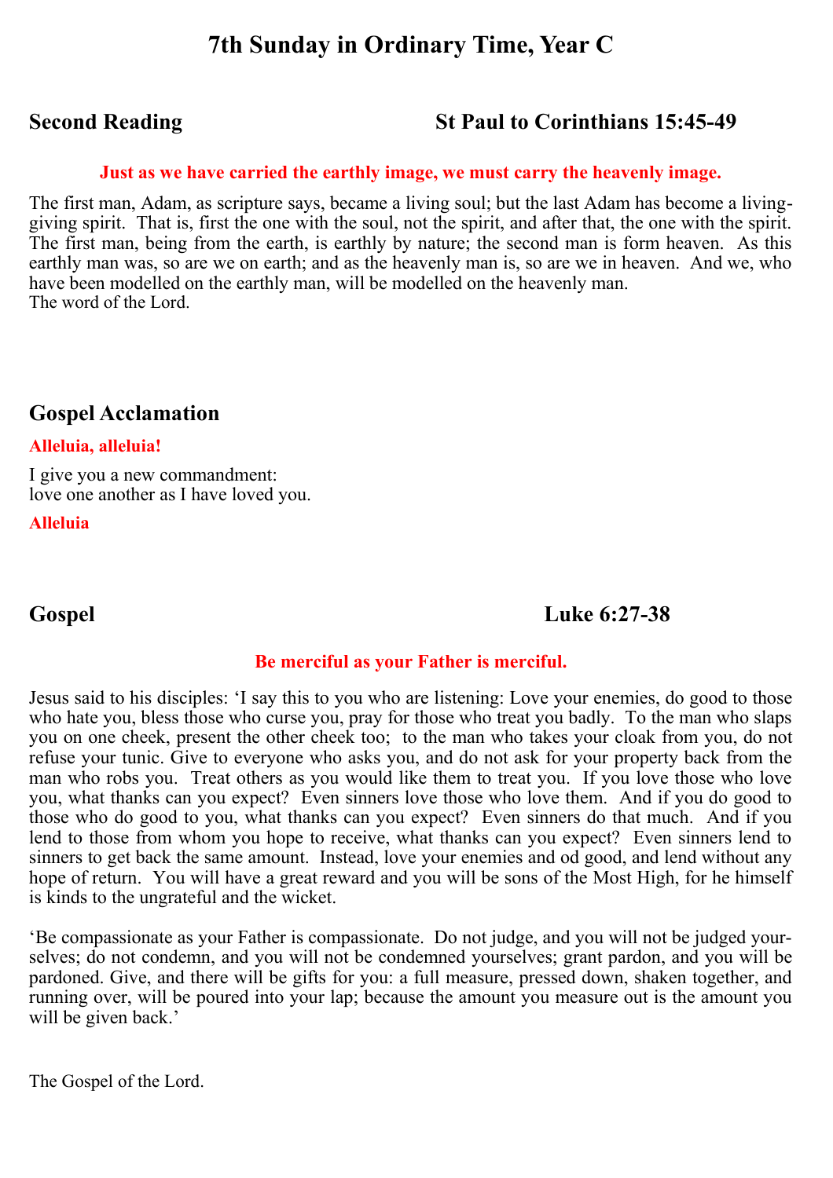# 7th Sunday in Ordinary Time, Year C

## Second Reading — St Paul to Corinthians 15:45-49

**Just as we have carried the earthly image, we must carry the heavenly image.**

The first man, Adam, as scripture says, became a living soul; but the last Adam has become a living-giving spirit. That is, first the one with the soul, not the spirit, and after that, the one with the spirit. The first man, being from the earth, is earthly by nature; the second man is form heaven. As this earthly man was, so are we on earth; and as the heavenly man is, so are we in heaven. And we, who have been modelled on the earthly man, will be modelled on the heavenly man.
The word of the Lord.

## Gospel Acclamation

**Alleluia, alleluia!**

I give you a new commandment:
love one another as I have loved you.

**Alleluia**

## Gospel — Luke 6:27-38

**Be merciful as your Father is merciful.**

Jesus said to his disciples: 'I say this to you who are listening: Love your enemies, do good to those who hate you, bless those who curse you, pray for those who treat you badly. To the man who slaps you on one cheek, present the other cheek too; to the man who takes your cloak from you, do not refuse your tunic. Give to everyone who asks you, and do not ask for your property back from the man who robs you. Treat others as you would like them to treat you. If you love those who love you, what thanks can you expect? Even sinners love those who love them. And if you do good to those who do good to you, what thanks can you expect? Even sinners do that much. And if you lend to those from whom you hope to receive, what thanks can you expect? Even sinners lend to sinners to get back the same amount. Instead, love your enemies and od good, and lend without any hope of return. You will have a great reward and you will be sons of the Most High, for he himself is kinds to the ungrateful and the wicket.

'Be compassionate as your Father is compassionate. Do not judge, and you will not be judged yourselves; do not condemn, and you will not be condemned yourselves; grant pardon, and you will be pardoned. Give, and there will be gifts for you: a full measure, pressed down, shaken together, and running over, will be poured into your lap; because the amount you measure out is the amount you will be given back.'

The Gospel of the Lord.